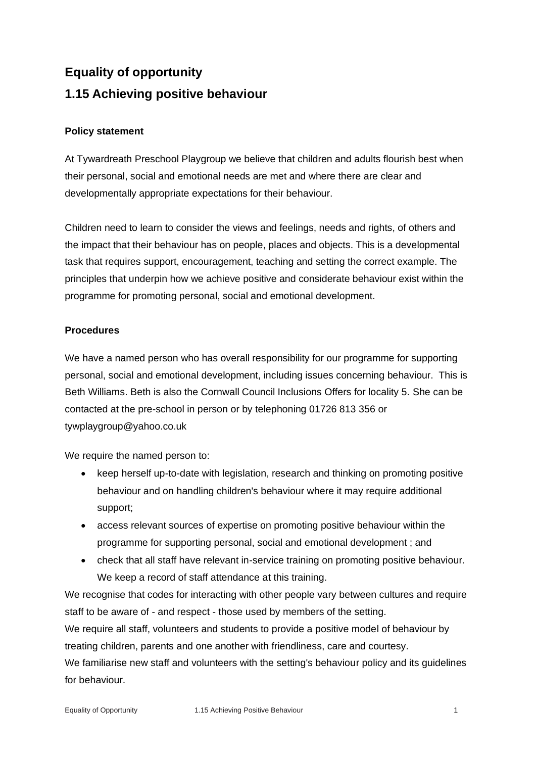## Equality of opportunity

## 1.15 Achieving positive behaviour

### Policy statement

At Tywardreath Preschool Playgroup we believe that children and adults flourish best when their personal, social and emotional needs are met and where there are clear and developmentally appropriate expectations for their behaviour.

Children need to learn to consider the views and feelings, needs and rights, of others and the impact that their behaviour has on people, places and objects. This is a developmental task that requires support, encouragement, teaching and setting the correct example. The principles that underpin how we achieve positive and considerate behaviour exist within the programme for promoting personal, social and emotional development.

### Procedures

We have a named person who has overall responsibility for our programme for supporting personal, social and emotional development, including issues concerning behaviour. This is Beth Williams. Beth is also the Cornwall Council Inclusions Offers for locality 5. She can be contacted at the pre-school in person or by telephoning 01726 813 356 or tywplaygroup@yahoo.co.uk

We require the named person to:

- keep herself up-to-date with legislation, research and thinking on promoting positive behaviour and on handling children's behaviour where it may require additional support;
- access relevant sources of expertise on promoting positive behaviour within the programme for supporting personal, social and emotional development ; and
- check that all staff have relevant in-service training on promoting positive behaviour. We keep a record of staff attendance at this training.

We recognise that codes for interacting with other people vary between cultures and require staff to be aware of - and respect - those used by members of the setting.

We require all staff, volunteers and students to provide a positive model of behaviour by treating children, parents and one another with friendliness, care and courtesy.

We familiarise new staff and volunteers with the setting's behaviour policy and its guidelines for behaviour.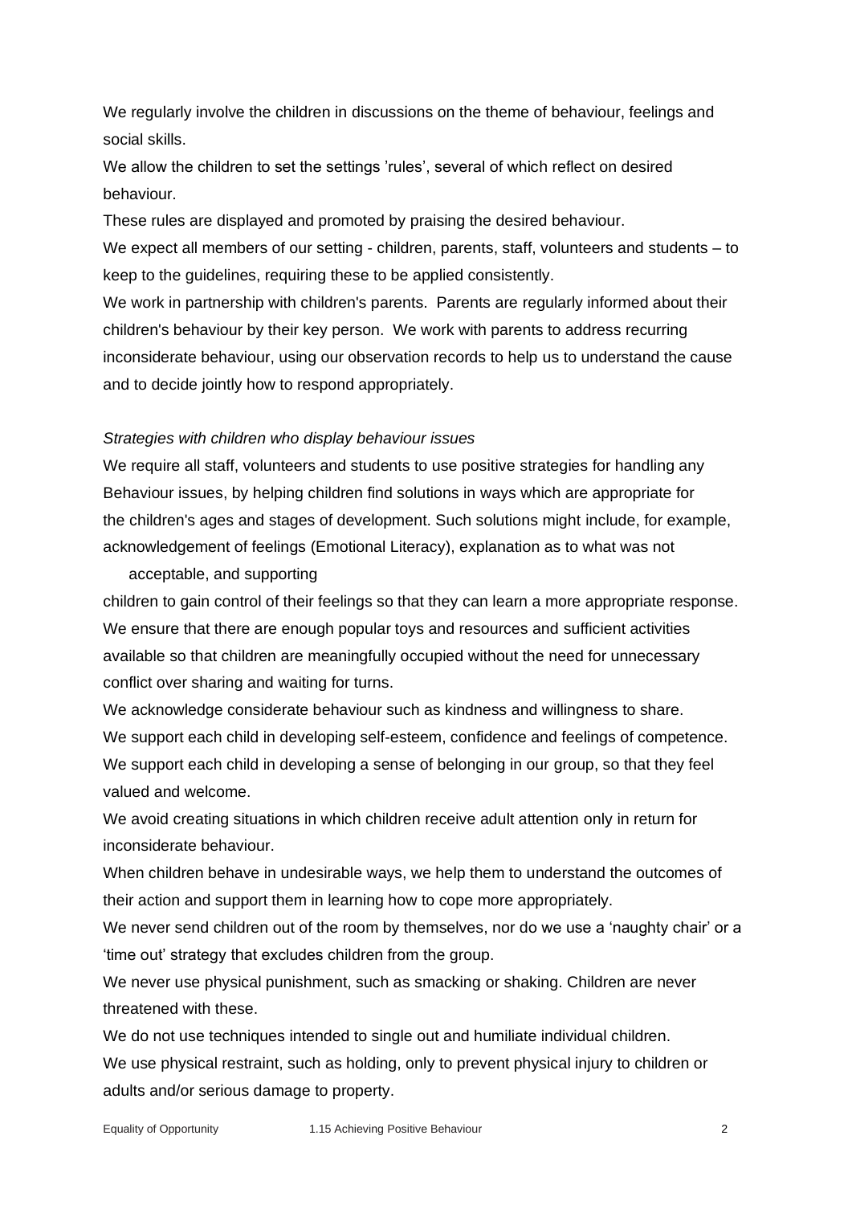We regularly involve the children in discussions on the theme of behaviour, feelings and social skills.

We allow the children to set the settings 'rules', several of which reflect on desired behaviour.

These rules are displayed and promoted by praising the desired behaviour.

We expect all members of our setting - children, parents, staff, volunteers and students – to keep to the guidelines, requiring these to be applied consistently.

We work in partnership with children's parents. Parents are regularly informed about their children's behaviour by their key person. We work with parents to address recurring inconsiderate behaviour, using our observation records to help us to understand the cause and to decide jointly how to respond appropriately.

*Strategies with children who display behaviour issues*

We require all staff, volunteers and students to use positive strategies for handling any Behaviour issues, by helping children find solutions in ways which are appropriate for the children's ages and stages of development. Such solutions might include, for example, acknowledgement of feelings (Emotional Literacy), explanation as to what was not acceptable, and supporting children to gain control of their feelings so that they can learn a more appropriate response.

We ensure that there are enough popular toys and resources and sufficient activities available so that children are meaningfully occupied without the need for unnecessary conflict over sharing and waiting for turns.

We acknowledge considerate behaviour such as kindness and willingness to share.

We support each child in developing self-esteem, confidence and feelings of competence.

We support each child in developing a sense of belonging in our group, so that they feel valued and welcome.

We avoid creating situations in which children receive adult attention only in return for inconsiderate behaviour.

When children behave in undesirable ways, we help them to understand the outcomes of their action and support them in learning how to cope more appropriately.

We never send children out of the room by themselves, nor do we use a 'naughty chair' or a 'time out' strategy that excludes children from the group.

We never use physical punishment, such as smacking or shaking. Children are never threatened with these.

We do not use techniques intended to single out and humiliate individual children.

We use physical restraint, such as holding, only to prevent physical injury to children or adults and/or serious damage to property.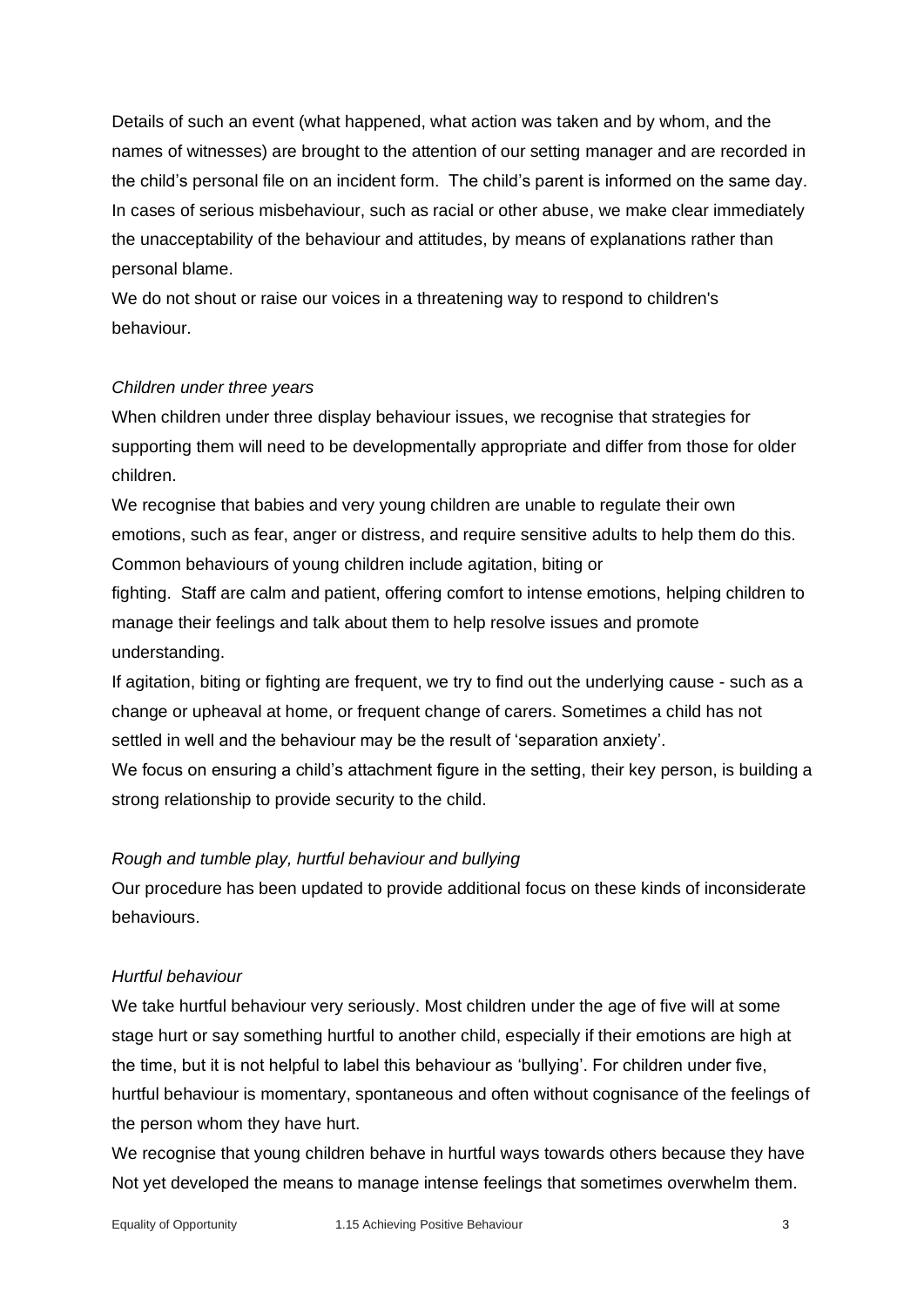Details of such an event (what happened, what action was taken and by whom, and the names of witnesses) are brought to the attention of our setting manager and are recorded in the child's personal file on an incident form. The child's parent is informed on the same day. In cases of serious misbehaviour, such as racial or other abuse, we make clear immediately the unacceptability of the behaviour and attitudes, by means of explanations rather than personal blame.

We do not shout or raise our voices in a threatening way to respond to children's behaviour.

*Children under three years*

When children under three display behaviour issues, we recognise that strategies for supporting them will need to be developmentally appropriate and differ from those for older children.

We recognise that babies and very young children are unable to regulate their own emotions, such as fear, anger or distress, and require sensitive adults to help them do this. Common behaviours of young children include agitation, biting or fighting. Staff are calm and patient, offering comfort to intense emotions, helping children to manage their feelings and talk about them to help resolve issues and promote understanding.

If agitation, biting or fighting are frequent, we try to find out the underlying cause - such as a change or upheaval at home, or frequent change of carers. Sometimes a child has not settled in well and the behaviour may be the result of 'separation anxiety'.

We focus on ensuring a child's attachment figure in the setting, their key person, is building a strong relationship to provide security to the child.

*Rough and tumble play, hurtful behaviour and bullying*

Our procedure has been updated to provide additional focus on these kinds of inconsiderate behaviours.

*Hurtful behaviour*

We take hurtful behaviour very seriously. Most children under the age of five will at some stage hurt or say something hurtful to another child, especially if their emotions are high at the time, but it is not helpful to label this behaviour as 'bullying'. For children under five, hurtful behaviour is momentary, spontaneous and often without cognisance of the feelings of the person whom they have hurt.

We recognise that young children behave in hurtful ways towards others because they have Not yet developed the means to manage intense feelings that sometimes overwhelm them.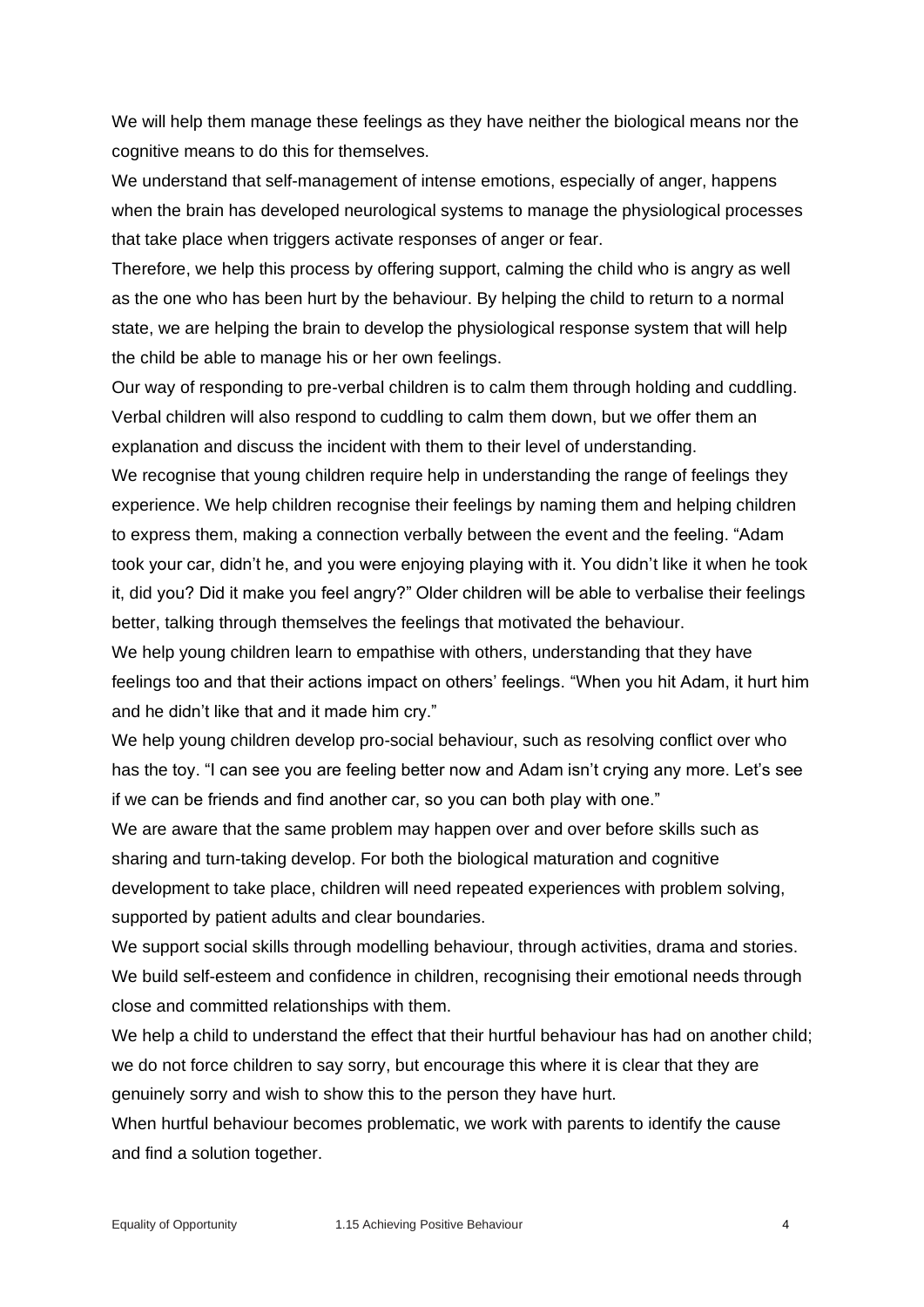We will help them manage these feelings as they have neither the biological means nor the cognitive means to do this for themselves.

We understand that self-management of intense emotions, especially of anger, happens when the brain has developed neurological systems to manage the physiological processes that take place when triggers activate responses of anger or fear.

Therefore, we help this process by offering support, calming the child who is angry as well as the one who has been hurt by the behaviour. By helping the child to return to a normal state, we are helping the brain to develop the physiological response system that will help the child be able to manage his or her own feelings.

Our way of responding to pre-verbal children is to calm them through holding and cuddling. Verbal children will also respond to cuddling to calm them down, but we offer them an explanation and discuss the incident with them to their level of understanding.

We recognise that young children require help in understanding the range of feelings they experience. We help children recognise their feelings by naming them and helping children to express them, making a connection verbally between the event and the feeling. "Adam took your car, didn't he, and you were enjoying playing with it. You didn't like it when he took it, did you? Did it make you feel angry?" Older children will be able to verbalise their feelings better, talking through themselves the feelings that motivated the behaviour.

We help young children learn to empathise with others, understanding that they have feelings too and that their actions impact on others' feelings. "When you hit Adam, it hurt him and he didn't like that and it made him cry."

We help young children develop pro-social behaviour, such as resolving conflict over who has the toy. "I can see you are feeling better now and Adam isn't crying any more. Let's see if we can be friends and find another car, so you can both play with one."

We are aware that the same problem may happen over and over before skills such as sharing and turn-taking develop. For both the biological maturation and cognitive development to take place, children will need repeated experiences with problem solving, supported by patient adults and clear boundaries.

We support social skills through modelling behaviour, through activities, drama and stories. We build self-esteem and confidence in children, recognising their emotional needs through close and committed relationships with them.

We help a child to understand the effect that their hurtful behaviour has had on another child; we do not force children to say sorry, but encourage this where it is clear that they are genuinely sorry and wish to show this to the person they have hurt.

When hurtful behaviour becomes problematic, we work with parents to identify the cause and find a solution together.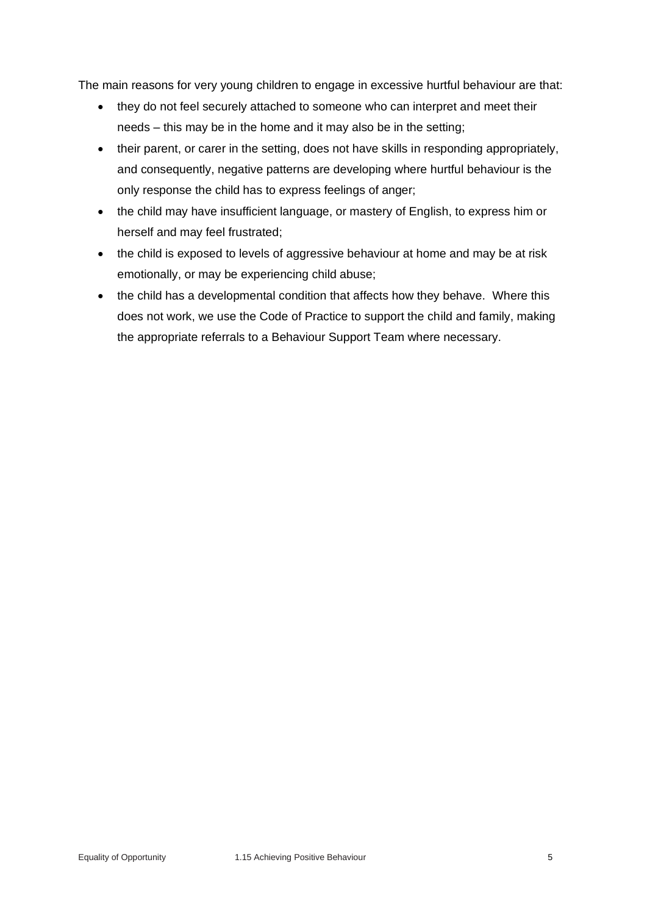The main reasons for very young children to engage in excessive hurtful behaviour are that:

- they do not feel securely attached to someone who can interpret and meet their needs – this may be in the home and it may also be in the setting;
- their parent, or carer in the setting, does not have skills in responding appropriately, and consequently, negative patterns are developing where hurtful behaviour is the only response the child has to express feelings of anger;
- the child may have insufficient language, or mastery of English, to express him or herself and may feel frustrated;
- the child is exposed to levels of aggressive behaviour at home and may be at risk emotionally, or may be experiencing child abuse;
- the child has a developmental condition that affects how they behave. Where this does not work, we use the Code of Practice to support the child and family, making the appropriate referrals to a Behaviour Support Team where necessary.